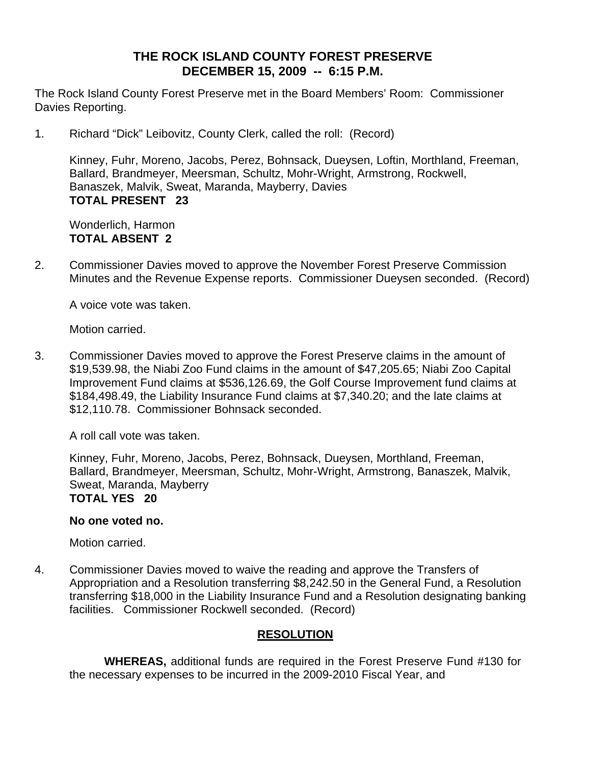# THE ROCK ISLAND COUNTY FOREST PRESERVE
## DECEMBER 15, 2009 -- 6:15 P.M.

The Rock Island County Forest Preserve met in the Board Members' Room: Commissioner Davies Reporting.

1. Richard "Dick" Leibovitz, County Clerk, called the roll: (Record)

   Kinney, Fuhr, Moreno, Jacobs, Perez, Bohnsack, Dueysen, Loftin, Morthland, Freeman, Ballard, Brandmeyer, Meersman, Schultz, Mohr-Wright, Armstrong, Rockwell, Banaszek, Malvik, Sweat, Maranda, Mayberry, Davies
   **TOTAL PRESENT 23**

   Wonderlich, Harmon
   **TOTAL ABSENT 2**

2. Commissioner Davies moved to approve the November Forest Preserve Commission Minutes and the Revenue Expense reports. Commissioner Dueysen seconded. (Record)

   A voice vote was taken.

   Motion carried.

3. Commissioner Davies moved to approve the Forest Preserve claims in the amount of $19,539.98, the Niabi Zoo Fund claims in the amount of $47,205.65; Niabi Zoo Capital Improvement Fund claims at $536,126.69, the Golf Course Improvement fund claims at $184,498.49, the Liability Insurance Fund claims at $7,340.20; and the late claims at $12,110.78. Commissioner Bohnsack seconded.

   A roll call vote was taken.

   Kinney, Fuhr, Moreno, Jacobs, Perez, Bohnsack, Dueysen, Morthland, Freeman, Ballard, Brandmeyer, Meersman, Schultz, Mohr-Wright, Armstrong, Banaszek, Malvik, Sweat, Maranda, Mayberry
   **TOTAL YES 20**

   **No one voted no.**

   Motion carried.

4. Commissioner Davies moved to waive the reading and approve the Transfers of Appropriation and a Resolution transferring $8,242.50 in the General Fund, a Resolution transferring $18,000 in the Liability Insurance Fund and a Resolution designating banking facilities. Commissioner Rockwell seconded. (Record)

## RESOLUTION

**WHEREAS,** additional funds are required in the Forest Preserve Fund #130 for the necessary expenses to be incurred in the 2009-2010 Fiscal Year, and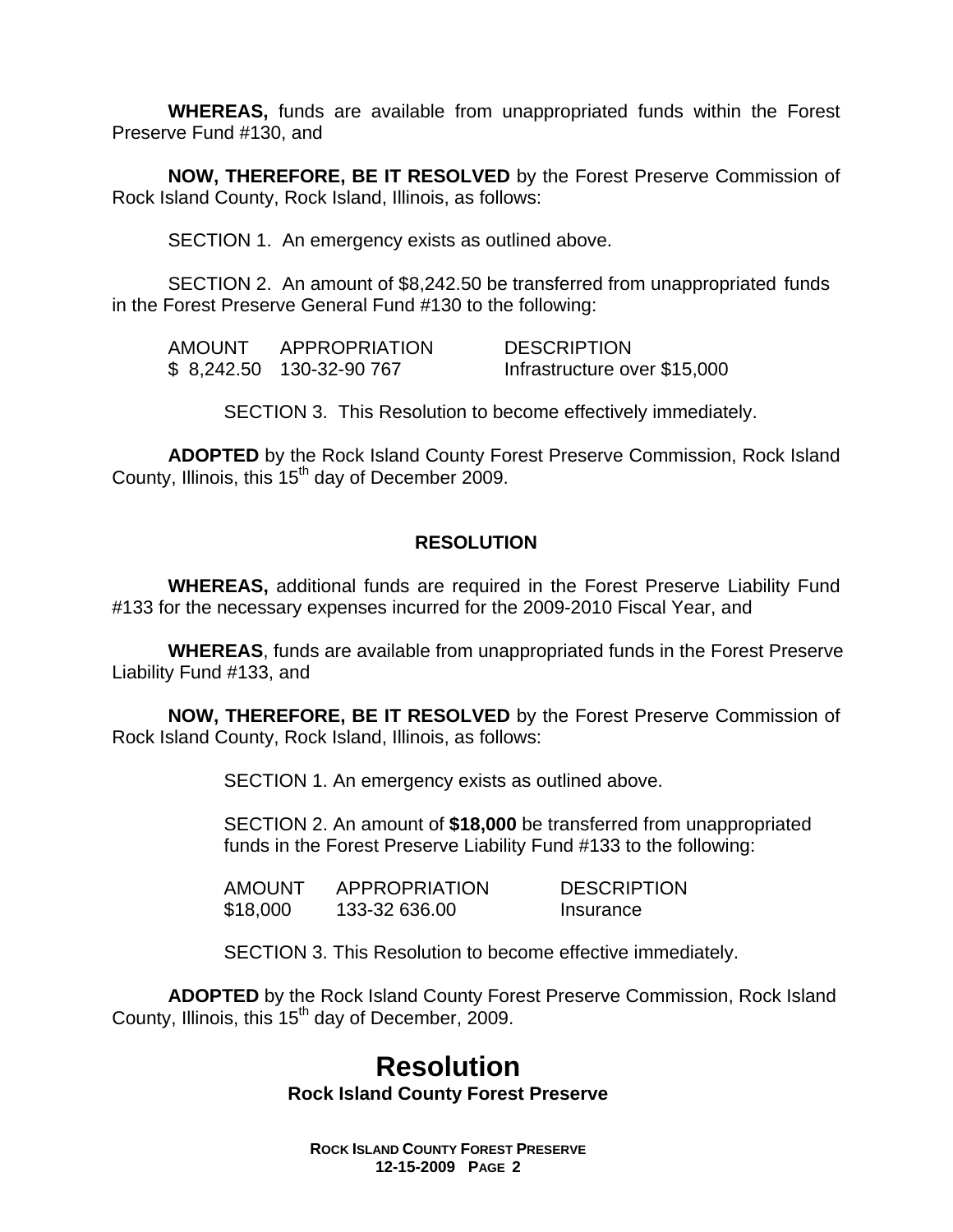**WHEREAS,** funds are available from unappropriated funds within the Forest Preserve Fund #130, and

**NOW, THEREFORE, BE IT RESOLVED** by the Forest Preserve Commission of Rock Island County, Rock Island, Illinois, as follows:

SECTION 1. An emergency exists as outlined above.

SECTION 2. An amount of $8,242.50 be transferred from unappropriated funds in the Forest Preserve General Fund #130 to the following:

| AMOUNT | APPROPRIATION | DESCRIPTION |
|---|---|---|
| $ 8,242.50 | 130-32-90 767 | Infrastructure over $15,000 |

SECTION 3. This Resolution to become effectively immediately.

**ADOPTED** by the Rock Island County Forest Preserve Commission, Rock Island County, Illinois, this 15th day of December 2009.

## RESOLUTION

**WHEREAS,** additional funds are required in the Forest Preserve Liability Fund #133 for the necessary expenses incurred for the 2009-2010 Fiscal Year, and

**WHEREAS**, funds are available from unappropriated funds in the Forest Preserve Liability Fund #133, and

**NOW, THEREFORE, BE IT RESOLVED** by the Forest Preserve Commission of Rock Island County, Rock Island, Illinois, as follows:

SECTION 1. An emergency exists as outlined above.

SECTION 2. An amount of **$18,000** be transferred from unappropriated funds in the Forest Preserve Liability Fund #133 to the following:

| AMOUNT | APPROPRIATION | DESCRIPTION |
|---|---|---|
| $18,000 | 133-32 636.00 | Insurance |

SECTION 3. This Resolution to become effective immediately.

**ADOPTED** by the Rock Island County Forest Preserve Commission, Rock Island County, Illinois, this 15th day of December, 2009.

# Resolution

**Rock Island County Forest Preserve**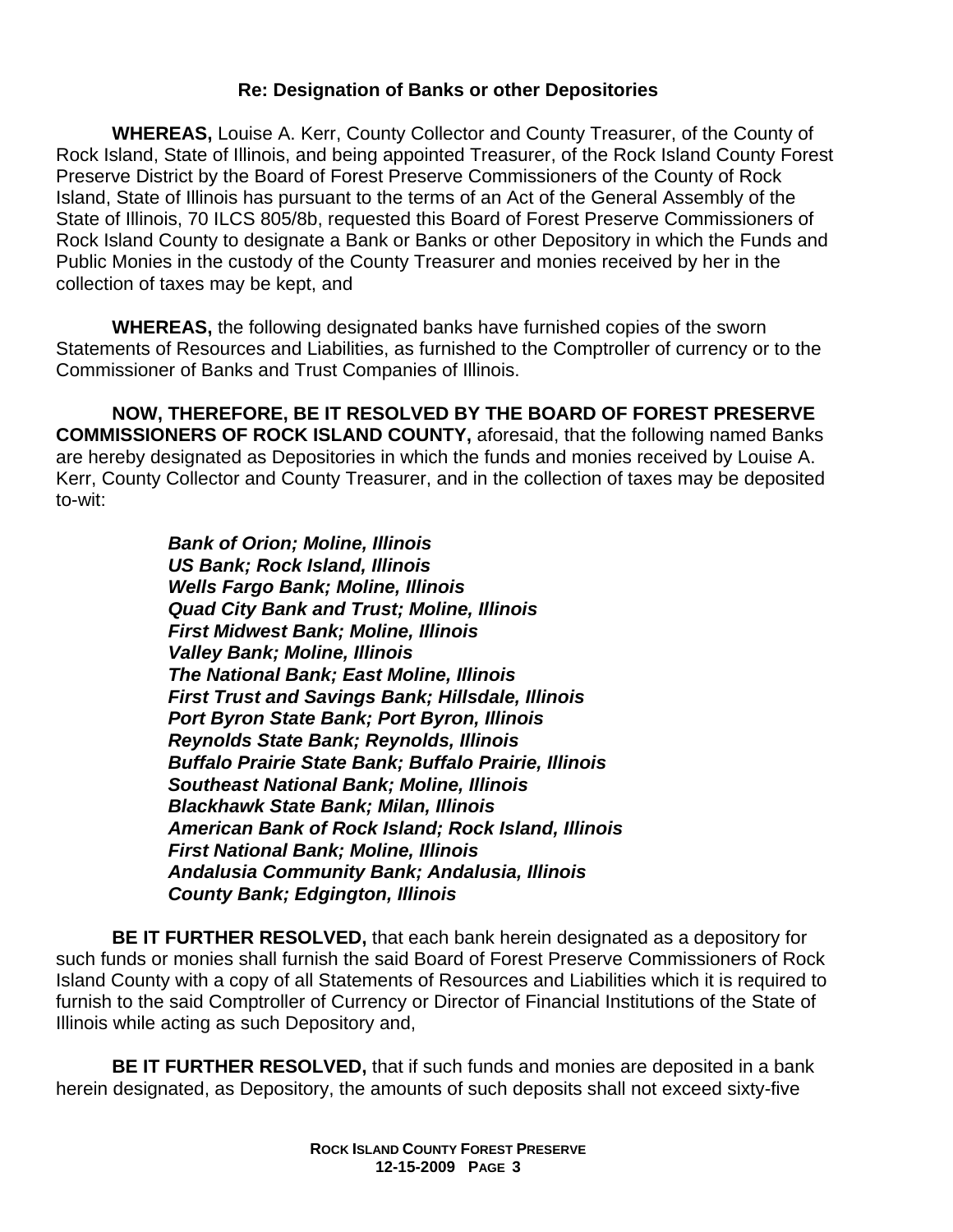**Re: Designation of Banks or other Depositories**

**WHEREAS,** Louise A. Kerr, County Collector and County Treasurer, of the County of Rock Island, State of Illinois, and being appointed Treasurer, of the Rock Island County Forest Preserve District by the Board of Forest Preserve Commissioners of the County of Rock Island, State of Illinois has pursuant to the terms of an Act of the General Assembly of the State of Illinois, 70 ILCS 805/8b, requested this Board of Forest Preserve Commissioners of Rock Island County to designate a Bank or Banks or other Depository in which the Funds and Public Monies in the custody of the County Treasurer and monies received by her in the collection of taxes may be kept, and

**WHEREAS,** the following designated banks have furnished copies of the sworn Statements of Resources and Liabilities, as furnished to the Comptroller of currency or to the Commissioner of Banks and Trust Companies of Illinois.

**NOW, THEREFORE, BE IT RESOLVED BY THE BOARD OF FOREST PRESERVE COMMISSIONERS OF ROCK ISLAND COUNTY,** aforesaid, that the following named Banks are hereby designated as Depositories in which the funds and monies received by Louise A. Kerr, County Collector and County Treasurer, and in the collection of taxes may be deposited to-wit:

***Bank of Orion; Moline, Illinois***
***US Bank; Rock Island, Illinois***
***Wells Fargo Bank; Moline, Illinois***
***Quad City Bank and Trust; Moline, Illinois***
***First Midwest Bank; Moline, Illinois***
***Valley Bank; Moline, Illinois***
***The National Bank; East Moline, Illinois***
***First Trust and Savings Bank; Hillsdale, Illinois***
***Port Byron State Bank; Port Byron, Illinois***
***Reynolds State Bank; Reynolds, Illinois***
***Buffalo Prairie State Bank; Buffalo Prairie, Illinois***
***Southeast National Bank; Moline, Illinois***
***Blackhawk State Bank; Milan, Illinois***
***American Bank of Rock Island; Rock Island, Illinois***
***First National Bank; Moline, Illinois***
***Andalusia Community Bank; Andalusia, Illinois***
***County Bank; Edgington, Illinois***

**BE IT FURTHER RESOLVED,** that each bank herein designated as a depository for such funds or monies shall furnish the said Board of Forest Preserve Commissioners of Rock Island County with a copy of all Statements of Resources and Liabilities which it is required to furnish to the said Comptroller of Currency or Director of Financial Institutions of the State of Illinois while acting as such Depository and,

**BE IT FURTHER RESOLVED,** that if such funds and monies are deposited in a bank herein designated, as Depository, the amounts of such deposits shall not exceed sixty-five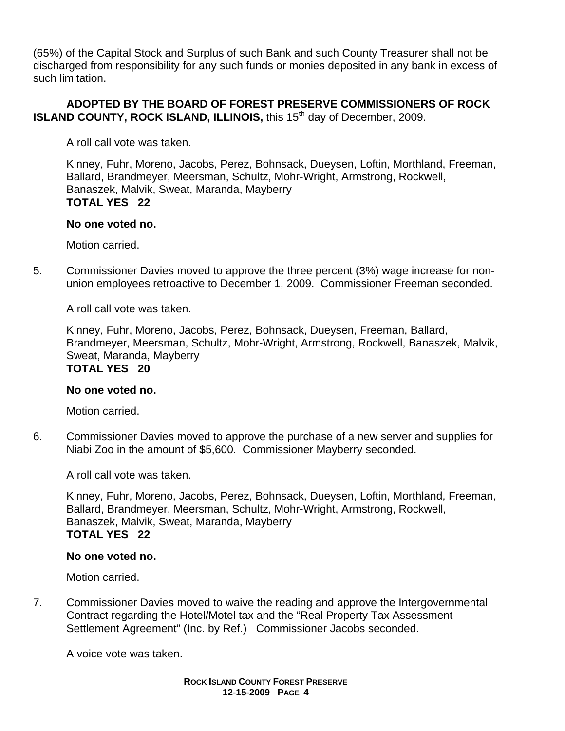(65%) of the Capital Stock and Surplus of such Bank and such County Treasurer shall not be discharged from responsibility for any such funds or monies deposited in any bank in excess of such limitation.

**ADOPTED BY THE BOARD OF FOREST PRESERVE COMMISSIONERS OF ROCK ISLAND COUNTY, ROCK ISLAND, ILLINOIS,** this 15th day of December, 2009.

A roll call vote was taken.

Kinney, Fuhr, Moreno, Jacobs, Perez, Bohnsack, Dueysen, Loftin, Morthland, Freeman, Ballard, Brandmeyer, Meersman, Schultz, Mohr-Wright, Armstrong, Rockwell, Banaszek, Malvik, Sweat, Maranda, Mayberry
**TOTAL YES 22**

**No one voted no.**

Motion carried.

5. Commissioner Davies moved to approve the three percent (3%) wage increase for non-union employees retroactive to December 1, 2009. Commissioner Freeman seconded.

   A roll call vote was taken.

   Kinney, Fuhr, Moreno, Jacobs, Perez, Bohnsack, Dueysen, Freeman, Ballard, Brandmeyer, Meersman, Schultz, Mohr-Wright, Armstrong, Rockwell, Banaszek, Malvik, Sweat, Maranda, Mayberry
   **TOTAL YES 20**

   **No one voted no.**

   Motion carried.

6. Commissioner Davies moved to approve the purchase of a new server and supplies for Niabi Zoo in the amount of $5,600. Commissioner Mayberry seconded.

   A roll call vote was taken.

   Kinney, Fuhr, Moreno, Jacobs, Perez, Bohnsack, Dueysen, Loftin, Morthland, Freeman, Ballard, Brandmeyer, Meersman, Schultz, Mohr-Wright, Armstrong, Rockwell, Banaszek, Malvik, Sweat, Maranda, Mayberry
   **TOTAL YES 22**

   **No one voted no.**

   Motion carried.

7. Commissioner Davies moved to waive the reading and approve the Intergovernmental Contract regarding the Hotel/Motel tax and the "Real Property Tax Assessment Settlement Agreement" (Inc. by Ref.) Commissioner Jacobs seconded.

   A voice vote was taken.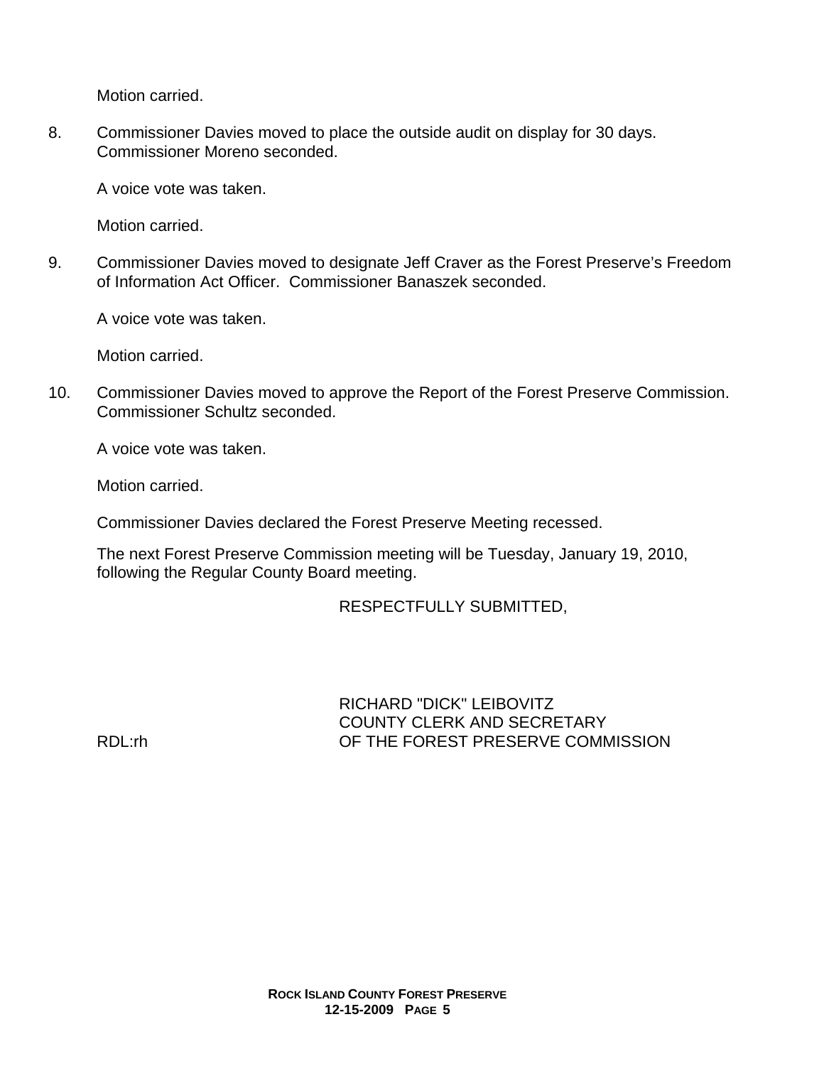Motion carried.

8. Commissioner Davies moved to place the outside audit on display for 30 days. Commissioner Moreno seconded.

   A voice vote was taken.

   Motion carried.

9. Commissioner Davies moved to designate Jeff Craver as the Forest Preserve's Freedom of Information Act Officer. Commissioner Banaszek seconded.

   A voice vote was taken.

   Motion carried.

10. Commissioner Davies moved to approve the Report of the Forest Preserve Commission. Commissioner Schultz seconded.

    A voice vote was taken.

    Motion carried.

Commissioner Davies declared the Forest Preserve Meeting recessed.

The next Forest Preserve Commission meeting will be Tuesday, January 19, 2010, following the Regular County Board meeting.

RESPECTFULLY SUBMITTED,

RICHARD "DICK" LEIBOVITZ
COUNTY CLERK AND SECRETARY
OF THE FOREST PRESERVE COMMISSION

RDL:rh